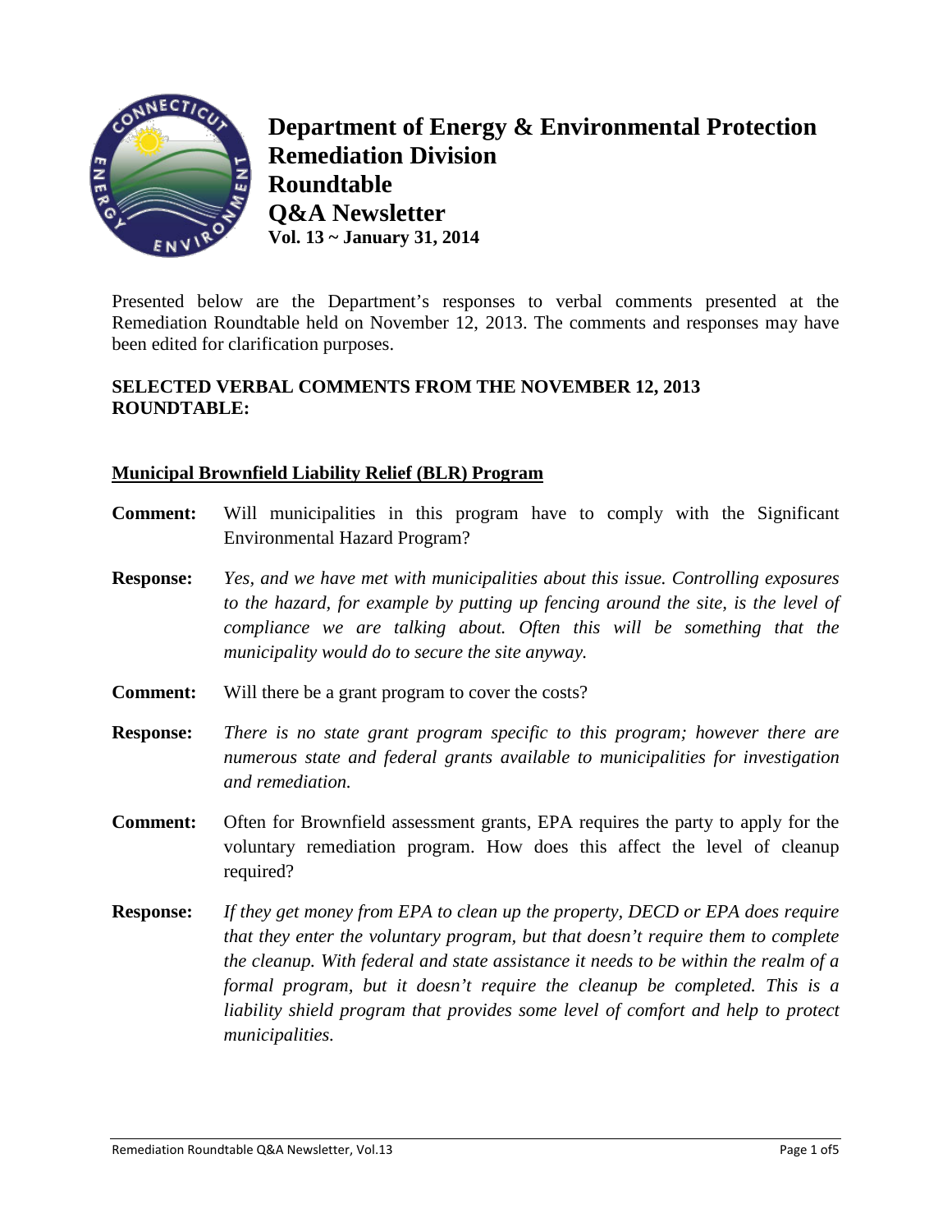# Department of Energy & Environmental Protection
# Remediation Division
# Roundtable
# Q&A Newsletter
**Vol. 13 ~ January 31, 2014**

Presented below are the Department's responses to verbal comments presented at the Remediation Roundtable held on November 12, 2013. The comments and responses may have been edited for clarification purposes.

**SELECTED VERBAL COMMENTS FROM THE NOVEMBER 12, 2013 ROUNDTABLE:**

## Municipal Brownfield Liability Relief (BLR) Program

**Comment:** Will municipalities in this program have to comply with the Significant Environmental Hazard Program?

**Response:** *Yes, and we have met with municipalities about this issue. Controlling exposures to the hazard, for example by putting up fencing around the site, is the level of compliance we are talking about. Often this will be something that the municipality would do to secure the site anyway.*

**Comment:** Will there be a grant program to cover the costs?

**Response:** *There is no state grant program specific to this program; however there are numerous state and federal grants available to municipalities for investigation and remediation.*

**Comment:** Often for Brownfield assessment grants, EPA requires the party to apply for the voluntary remediation program. How does this affect the level of cleanup required?

**Response:** *If they get money from EPA to clean up the property, DECD or EPA does require that they enter the voluntary program, but that doesn't require them to complete the cleanup. With federal and state assistance it needs to be within the realm of a formal program, but it doesn't require the cleanup be completed. This is a liability shield program that provides some level of comfort and help to protect municipalities.*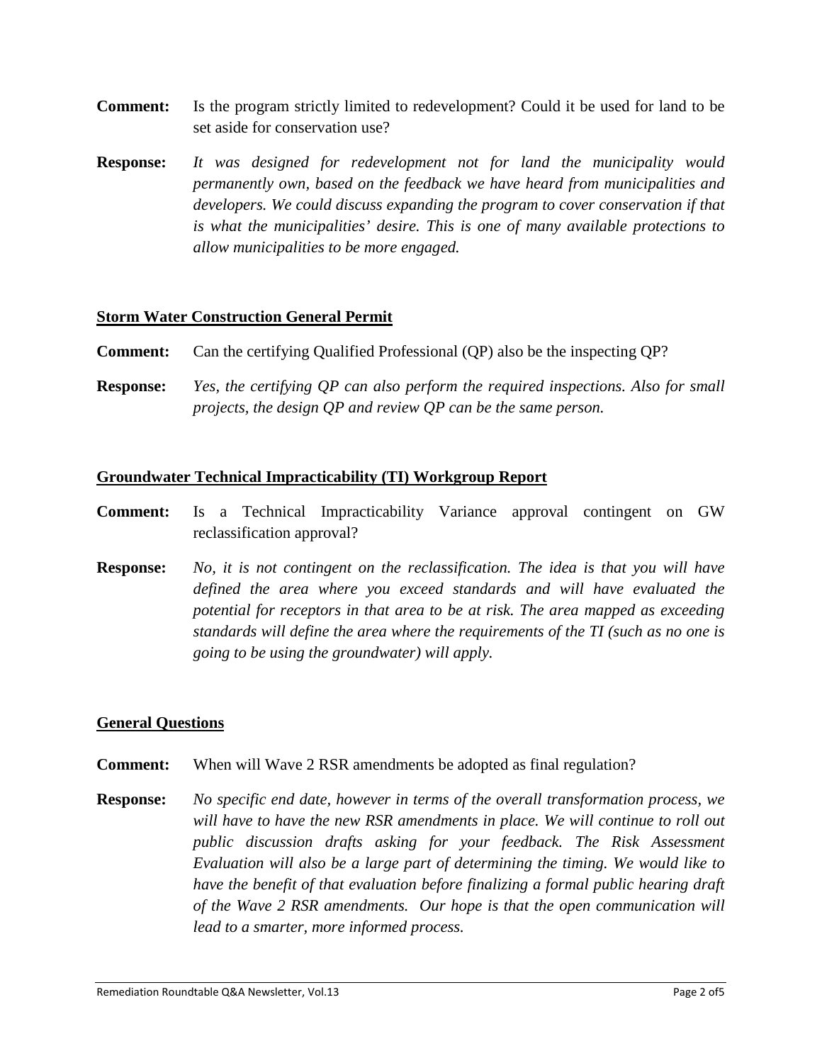**Comment:** Is the program strictly limited to redevelopment? Could it be used for land to be set aside for conservation use?

**Response:** *It was designed for redevelopment not for land the municipality would permanently own, based on the feedback we have heard from municipalities and developers. We could discuss expanding the program to cover conservation if that is what the municipalities' desire. This is one of many available protections to allow municipalities to be more engaged.*

## Storm Water Construction General Permit

**Comment:** Can the certifying Qualified Professional (QP) also be the inspecting QP?

**Response:** *Yes, the certifying QP can also perform the required inspections. Also for small projects, the design QP and review QP can be the same person.*

## Groundwater Technical Impracticability (TI) Workgroup Report

**Comment:** Is a Technical Impracticability Variance approval contingent on GW reclassification approval?

**Response:** *No, it is not contingent on the reclassification. The idea is that you will have defined the area where you exceed standards and will have evaluated the potential for receptors in that area to be at risk. The area mapped as exceeding standards will define the area where the requirements of the TI (such as no one is going to be using the groundwater) will apply.*

## General Questions

**Comment:** When will Wave 2 RSR amendments be adopted as final regulation?

**Response:** *No specific end date, however in terms of the overall transformation process, we will have to have the new RSR amendments in place. We will continue to roll out public discussion drafts asking for your feedback. The Risk Assessment Evaluation will also be a large part of determining the timing. We would like to have the benefit of that evaluation before finalizing a formal public hearing draft of the Wave 2 RSR amendments. Our hope is that the open communication will lead to a smarter, more informed process.*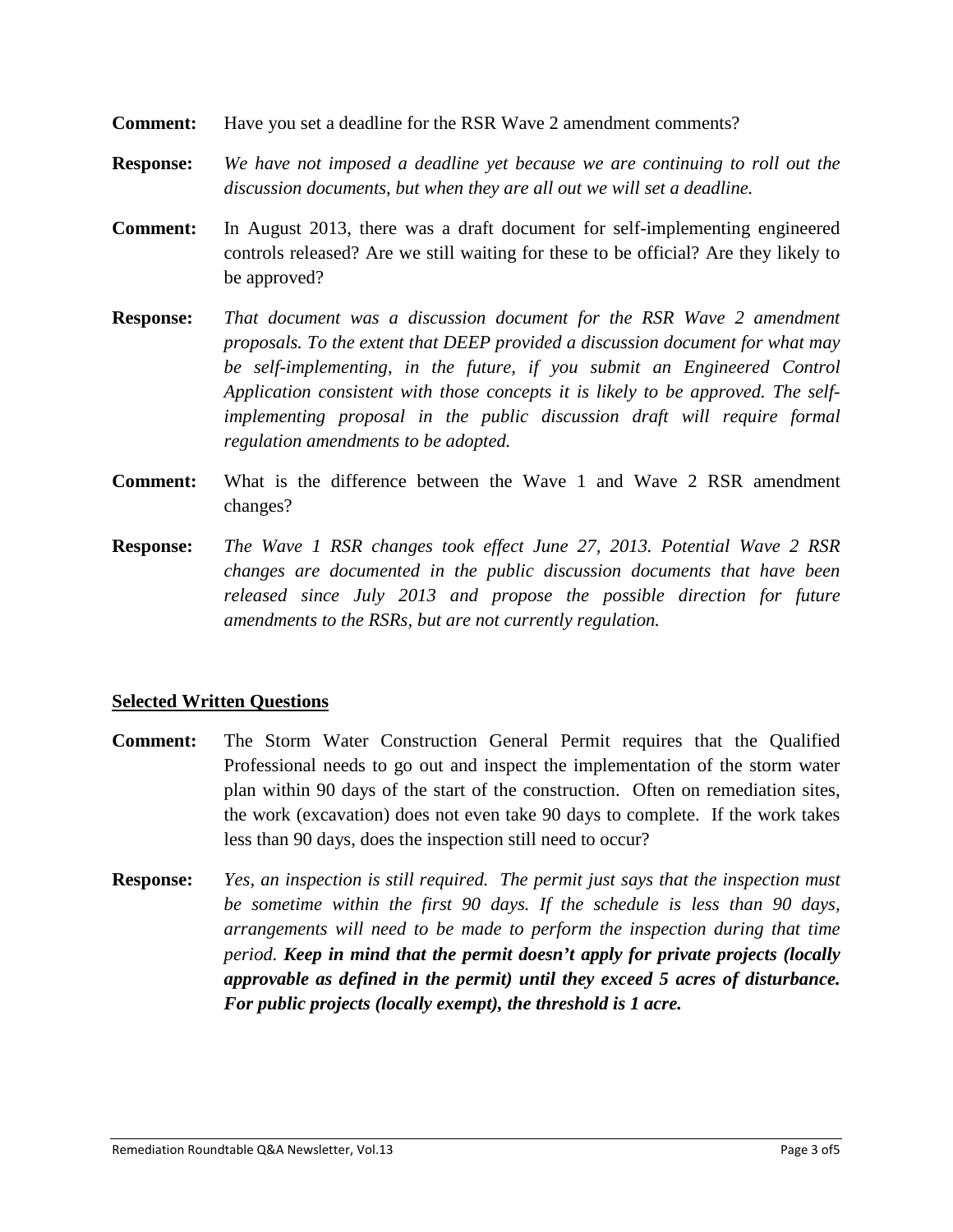**Comment:** Have you set a deadline for the RSR Wave 2 amendment comments?

**Response:** *We have not imposed a deadline yet because we are continuing to roll out the discussion documents, but when they are all out we will set a deadline.*

**Comment:** In August 2013, there was a draft document for self-implementing engineered controls released? Are we still waiting for these to be official? Are they likely to be approved?

**Response:** *That document was a discussion document for the RSR Wave 2 amendment proposals. To the extent that DEEP provided a discussion document for what may be self-implementing, in the future, if you submit an Engineered Control Application consistent with those concepts it is likely to be approved. The self-implementing proposal in the public discussion draft will require formal regulation amendments to be adopted.*

**Comment:** What is the difference between the Wave 1 and Wave 2 RSR amendment changes?

**Response:** *The Wave 1 RSR changes took effect June 27, 2013. Potential Wave 2 RSR changes are documented in the public discussion documents that have been released since July 2013 and propose the possible direction for future amendments to the RSRs, but are not currently regulation.*

## Selected Written Questions

**Comment:** The Storm Water Construction General Permit requires that the Qualified Professional needs to go out and inspect the implementation of the storm water plan within 90 days of the start of the construction. Often on remediation sites, the work (excavation) does not even take 90 days to complete. If the work takes less than 90 days, does the inspection still need to occur?

**Response:** *Yes, an inspection is still required. The permit just says that the inspection must be sometime within the first 90 days. If the schedule is less than 90 days, arrangements will need to be made to perform the inspection during that time period.* ***Keep in mind that the permit doesn't apply for private projects (locally approvable as defined in the permit) until they exceed 5 acres of disturbance. For public projects (locally exempt), the threshold is 1 acre.***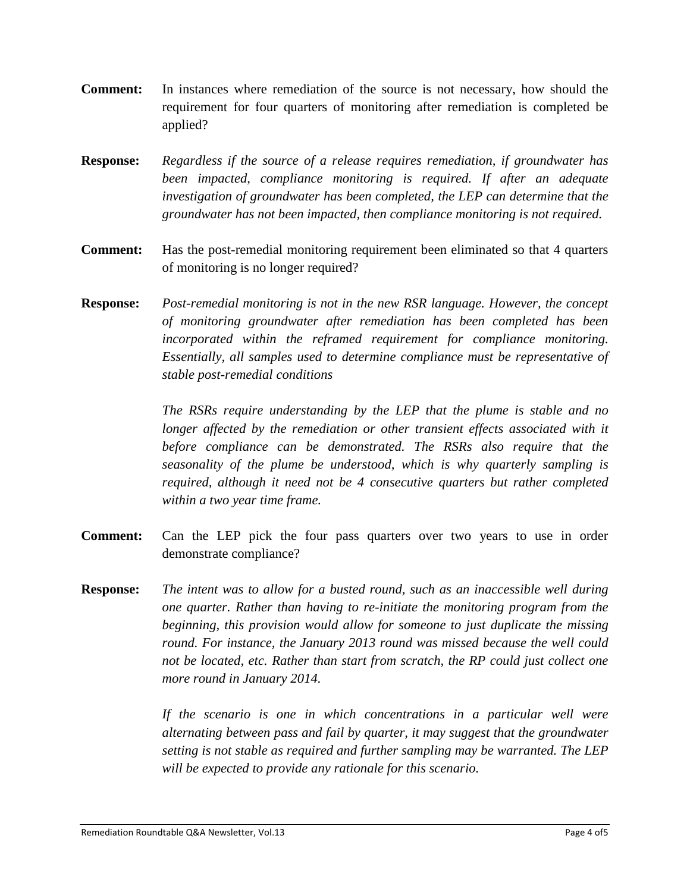**Comment:** In instances where remediation of the source is not necessary, how should the requirement for four quarters of monitoring after remediation is completed be applied?

**Response:** *Regardless if the source of a release requires remediation, if groundwater has been impacted, compliance monitoring is required. If after an adequate investigation of groundwater has been completed, the LEP can determine that the groundwater has not been impacted, then compliance monitoring is not required.*

**Comment:** Has the post-remedial monitoring requirement been eliminated so that 4 quarters of monitoring is no longer required?

**Response:** *Post-remedial monitoring is not in the new RSR language. However, the concept of monitoring groundwater after remediation has been completed has been incorporated within the reframed requirement for compliance monitoring. Essentially, all samples used to determine compliance must be representative of stable post-remedial conditions*

*The RSRs require understanding by the LEP that the plume is stable and no longer affected by the remediation or other transient effects associated with it before compliance can be demonstrated. The RSRs also require that the seasonality of the plume be understood, which is why quarterly sampling is required, although it need not be 4 consecutive quarters but rather completed within a two year time frame.*

**Comment:** Can the LEP pick the four pass quarters over two years to use in order demonstrate compliance?

**Response:** *The intent was to allow for a busted round, such as an inaccessible well during one quarter. Rather than having to re-initiate the monitoring program from the beginning, this provision would allow for someone to just duplicate the missing round. For instance, the January 2013 round was missed because the well could not be located, etc. Rather than start from scratch, the RP could just collect one more round in January 2014.*

*If the scenario is one in which concentrations in a particular well were alternating between pass and fail by quarter, it may suggest that the groundwater setting is not stable as required and further sampling may be warranted. The LEP will be expected to provide any rationale for this scenario.*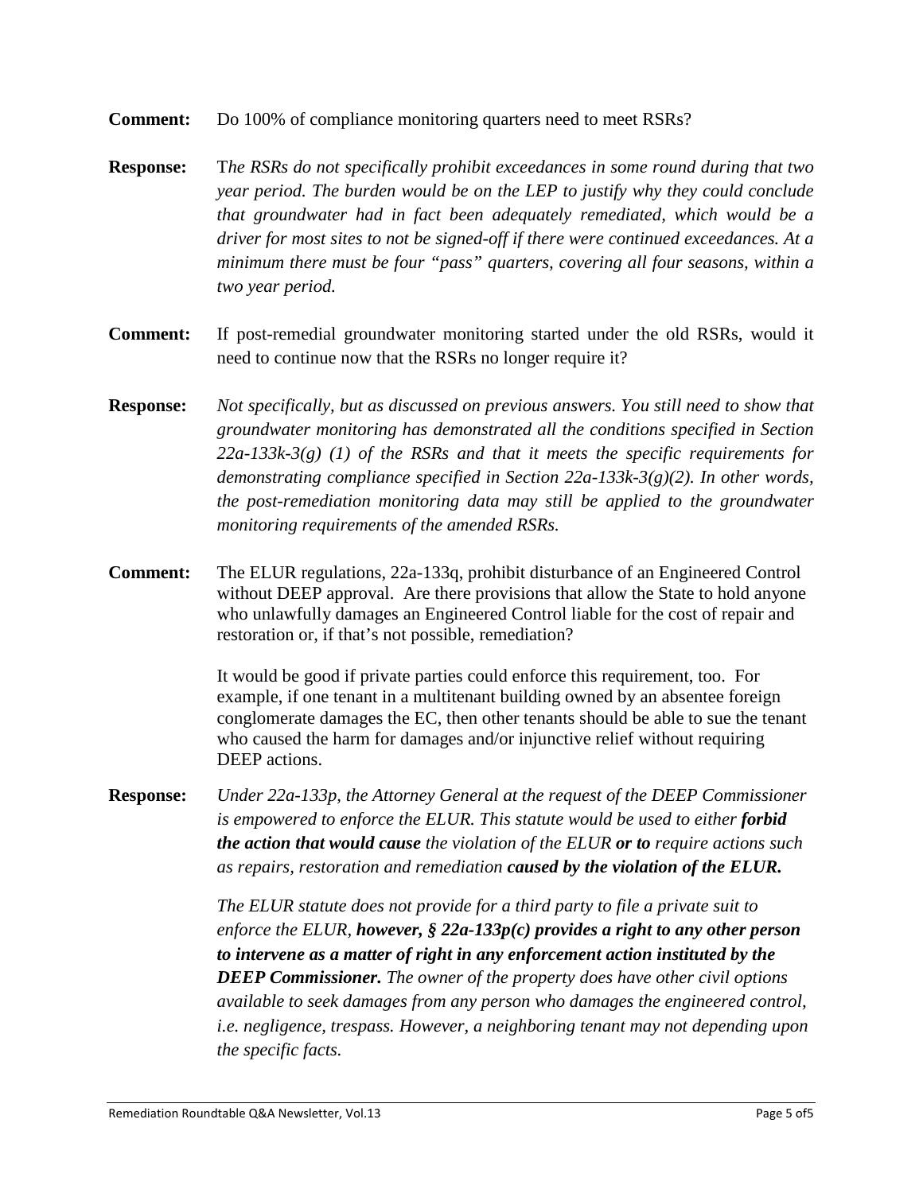**Comment:** Do 100% of compliance monitoring quarters need to meet RSRs?

**Response:** T*he RSRs do not specifically prohibit exceedances in some round during that two year period. The burden would be on the LEP to justify why they could conclude that groundwater had in fact been adequately remediated, which would be a driver for most sites to not be signed-off if there were continued exceedances. At a minimum there must be four "pass" quarters, covering all four seasons, within a two year period.*

**Comment:** If post-remedial groundwater monitoring started under the old RSRs, would it need to continue now that the RSRs no longer require it?

**Response:** *Not specifically, but as discussed on previous answers. You still need to show that groundwater monitoring has demonstrated all the conditions specified in Section 22a-133k-3(g) (1) of the RSRs and that it meets the specific requirements for demonstrating compliance specified in Section 22a-133k-3(g)(2). In other words, the post-remediation monitoring data may still be applied to the groundwater monitoring requirements of the amended RSRs.*

**Comment:** The ELUR regulations, 22a-133q, prohibit disturbance of an Engineered Control without DEEP approval. Are there provisions that allow the State to hold anyone who unlawfully damages an Engineered Control liable for the cost of repair and restoration or, if that's not possible, remediation?

It would be good if private parties could enforce this requirement, too. For example, if one tenant in a multitenant building owned by an absentee foreign conglomerate damages the EC, then other tenants should be able to sue the tenant who caused the harm for damages and/or injunctive relief without requiring DEEP actions.

**Response:** *Under 22a-133p, the Attorney General at the request of the DEEP Commissioner is empowered to enforce the ELUR. This statute would be used to either* ***forbid the action that would cause*** *the violation of the ELUR* ***or to*** *require actions such as repairs, restoration and remediation* ***caused by the violation of the ELUR.***

*The ELUR statute does not provide for a third party to file a private suit to enforce the ELUR,* ***however, § 22a-133p(c) provides a right to any other person to intervene as a matter of right in any enforcement action instituted by the DEEP Commissioner.*** *The owner of the property does have other civil options available to seek damages from any person who damages the engineered control, i.e. negligence, trespass. However, a neighboring tenant may not depending upon the specific facts.*